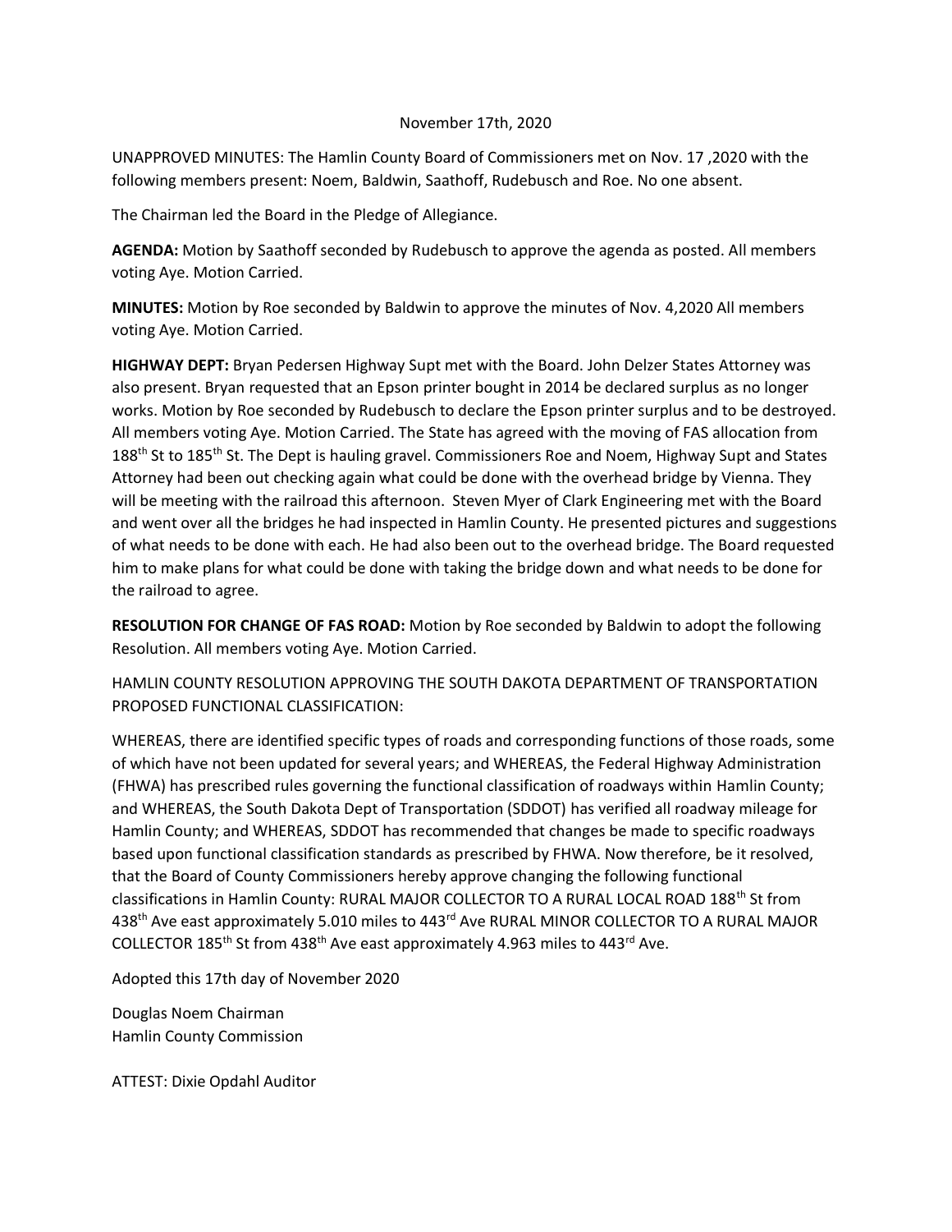November 17th, 2020

UNAPPROVED MINUTES: The Hamlin County Board of Commissioners met on Nov. 17 ,2020 with the following members present: Noem, Baldwin, Saathoff, Rudebusch and Roe. No one absent.

The Chairman led the Board in the Pledge of Allegiance.

**AGENDA:** Motion by Saathoff seconded by Rudebusch to approve the agenda as posted. All members voting Aye. Motion Carried.

**MINUTES:** Motion by Roe seconded by Baldwin to approve the minutes of Nov. 4,2020 All members voting Aye. Motion Carried.

**HIGHWAY DEPT:** Bryan Pedersen Highway Supt met with the Board. John Delzer States Attorney was also present. Bryan requested that an Epson printer bought in 2014 be declared surplus as no longer works. Motion by Roe seconded by Rudebusch to declare the Epson printer surplus and to be destroyed. All members voting Aye. Motion Carried. The State has agreed with the moving of FAS allocation from 188th St to 185th St. The Dept is hauling gravel. Commissioners Roe and Noem, Highway Supt and States Attorney had been out checking again what could be done with the overhead bridge by Vienna. They will be meeting with the railroad this afternoon. Steven Myer of Clark Engineering met with the Board and went over all the bridges he had inspected in Hamlin County. He presented pictures and suggestions of what needs to be done with each. He had also been out to the overhead bridge. The Board requested him to make plans for what could be done with taking the bridge down and what needs to be done for the railroad to agree.

**RESOLUTION FOR CHANGE OF FAS ROAD:** Motion by Roe seconded by Baldwin to adopt the following Resolution. All members voting Aye. Motion Carried.

HAMLIN COUNTY RESOLUTION APPROVING THE SOUTH DAKOTA DEPARTMENT OF TRANSPORTATION PROPOSED FUNCTIONAL CLASSIFICATION:

WHEREAS, there are identified specific types of roads and corresponding functions of those roads, some of which have not been updated for several years; and WHEREAS, the Federal Highway Administration (FHWA) has prescribed rules governing the functional classification of roadways within Hamlin County; and WHEREAS, the South Dakota Dept of Transportation (SDDOT) has verified all roadway mileage for Hamlin County; and WHEREAS, SDDOT has recommended that changes be made to specific roadways based upon functional classification standards as prescribed by FHWA. Now therefore, be it resolved, that the Board of County Commissioners hereby approve changing the following functional classifications in Hamlin County: RURAL MAJOR COLLECTOR TO A RURAL LOCAL ROAD 188th St from 438th Ave east approximately 5.010 miles to 443rd Ave RURAL MINOR COLLECTOR TO A RURAL MAJOR COLLECTOR 185th St from 438th Ave east approximately 4.963 miles to 443rd Ave.

Adopted this 17th day of November 2020

Douglas Noem Chairman
Hamlin County Commission

ATTEST: Dixie Opdahl Auditor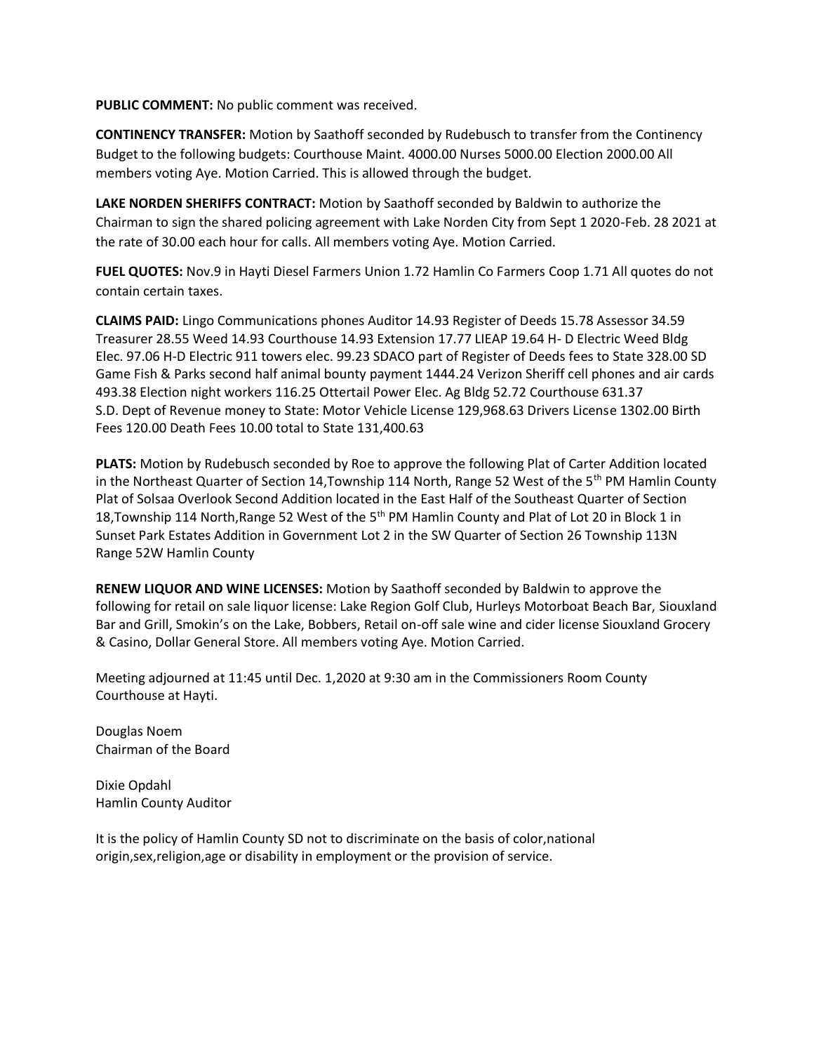**PUBLIC COMMENT:** No public comment was received.

**CONTINENCY TRANSFER:** Motion by Saathoff seconded by Rudebusch to transfer from the Continency Budget to the following budgets: Courthouse Maint. 4000.00 Nurses 5000.00 Election 2000.00 All members voting Aye. Motion Carried. This is allowed through the budget.

**LAKE NORDEN SHERIFFS CONTRACT:** Motion by Saathoff seconded by Baldwin to authorize the Chairman to sign the shared policing agreement with Lake Norden City from Sept 1 2020-Feb. 28 2021 at the rate of 30.00 each hour for calls. All members voting Aye. Motion Carried.

**FUEL QUOTES:** Nov.9 in Hayti Diesel Farmers Union 1.72 Hamlin Co Farmers Coop 1.71 All quotes do not contain certain taxes.

**CLAIMS PAID:** Lingo Communications phones Auditor 14.93 Register of Deeds 15.78 Assessor 34.59 Treasurer 28.55 Weed 14.93 Courthouse 14.93 Extension 17.77 LIEAP 19.64 H- D Electric Weed Bldg Elec. 97.06 H-D Electric 911 towers elec. 99.23 SDACO part of Register of Deeds fees to State 328.00 SD Game Fish & Parks second half animal bounty payment 1444.24 Verizon Sheriff cell phones and air cards 493.38 Election night workers 116.25 Ottertail Power Elec. Ag Bldg 52.72 Courthouse 631.37 S.D. Dept of Revenue money to State: Motor Vehicle License 129,968.63 Drivers License 1302.00 Birth Fees 120.00 Death Fees 10.00 total to State 131,400.63

**PLATS:** Motion by Rudebusch seconded by Roe to approve the following Plat of Carter Addition located in the Northeast Quarter of Section 14,Township 114 North, Range 52 West of the 5th PM Hamlin County Plat of Solsaa Overlook Second Addition located in the East Half of the Southeast Quarter of Section 18,Township 114 North,Range 52 West of the 5th PM Hamlin County and Plat of Lot 20 in Block 1 in Sunset Park Estates Addition in Government Lot 2 in the SW Quarter of Section 26 Township 113N Range 52W Hamlin County

**RENEW LIQUOR AND WINE LICENSES:** Motion by Saathoff seconded by Baldwin to approve the following for retail on sale liquor license: Lake Region Golf Club, Hurleys Motorboat Beach Bar, Siouxland Bar and Grill, Smokin's on the Lake, Bobbers, Retail on-off sale wine and cider license Siouxland Grocery & Casino, Dollar General Store. All members voting Aye. Motion Carried.

Meeting adjourned at 11:45 until Dec. 1,2020 at 9:30 am in the Commissioners Room County Courthouse at Hayti.

Douglas Noem
Chairman of the Board

Dixie Opdahl
Hamlin County Auditor

It is the policy of Hamlin County SD not to discriminate on the basis of color,national origin,sex,religion,age or disability in employment or the provision of service.